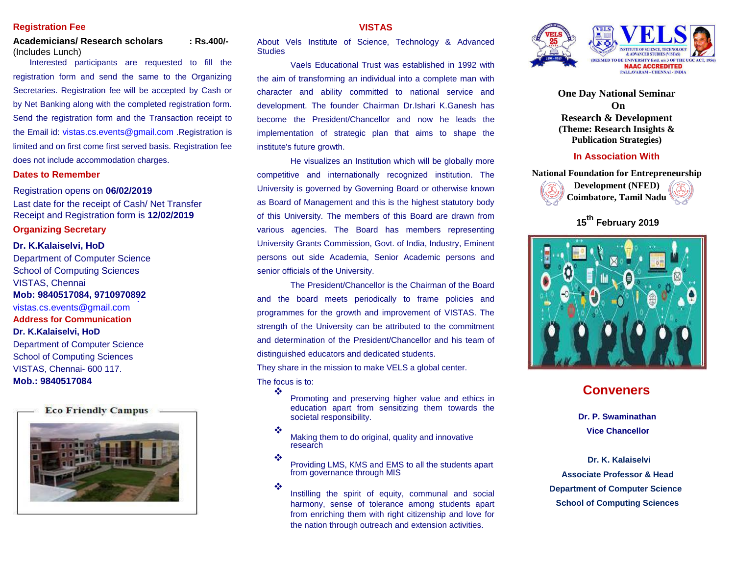## Registration Fee

**Academicians/ Research scholars : Rs.400/-** (Includes Lunch)

Interested participants are requested to fill the registration form and send the same to the Organizing Secretaries. Registration fee will be accepted by Cash or by Net Banking along with the completed registration form. Send the registration form and the Transaction receipt to the Email id: vistas.cs.events@gmail.com .Registration is limited and on first come first served basis. Registration fee does not include accommodation charges.

## Dates to Remember

Registration opens on **06/02/2019**

Last date for the receipt of Cash/ Net Transfer Receipt and Registration form is **12/02/2019**

## Organizing Secretary

**Dr. K.Kalaiselvi, HoD**
Department of Computer Science
School of Computing Sciences
VISTAS, Chennai
**Mob: 9840517084, 9710970892**
vistas.cs.events@gmail.com

## Address for Communication

**Dr. K.Kalaiselvi, HoD**
Department of Computer Science
School of Computing Sciences
VISTAS, Chennai- 600 117.
**Mob.: 9840517084**

Eco Friendly Campus

## VISTAS

About Vels Institute of Science, Technology & Advanced Studies

Vaels Educational Trust was established in 1992 with the aim of transforming an individual into a complete man with character and ability committed to national service and development. The founder Chairman Dr.Ishari K.Ganesh has become the President/Chancellor and now he leads the implementation of strategic plan that aims to shape the institute's future growth.

He visualizes an Institution which will be globally more competitive and internationally recognized institution. The University is governed by Governing Board or otherwise known as Board of Management and this is the highest statutory body of this University. The members of this Board are drawn from various agencies. The Board has members representing University Grants Commission, Govt. of India, Industry, Eminent persons out side Academia, Senior Academic persons and senior officials of the University.

The President/Chancellor is the Chairman of the Board and the board meets periodically to frame policies and programmes for the growth and improvement of VISTAS. The strength of the University can be attributed to the commitment and determination of the President/Chancellor and his team of distinguished educators and dedicated students.

They share in the mission to make VELS a global center.

The focus is to:

- Promoting and preserving higher value and ethics in education apart from sensitizing them towards the societal responsibility.
- Making them to do original, quality and innovative research
- Providing LMS, KMS and EMS to all the students apart from governance through MIS
- Instilling the spirit of equity, communal and social harmony, sense of tolerance among students apart from enriching them with right citizenship and love for the nation through outreach and extension activities.

VELS INSTITUTE OF SCIENCE, TECHNOLOGY & ADVANCED STUDIES (VISTAS)
(DEEMED TO BE UNIVERSITY Estd. u/s 3 OF THE UGC ACT, 1956)
NAAC ACCREDITED
PALLAVARAM - CHENNAI - INDIA

# One Day National Seminar On Research & Development

**(Theme: Research Insights & Publication Strategies)**

**In Association With**

**National Foundation for Entrepreneurship Development (NFED)**
**Coimbatore, Tamil Nadu**

**15th February 2019**

## Conveners

**Dr. P. Swaminathan**
**Vice Chancellor**

**Dr. K. Kalaiselvi**
**Associate Professor & Head**
**Department of Computer Science**
**School of Computing Sciences**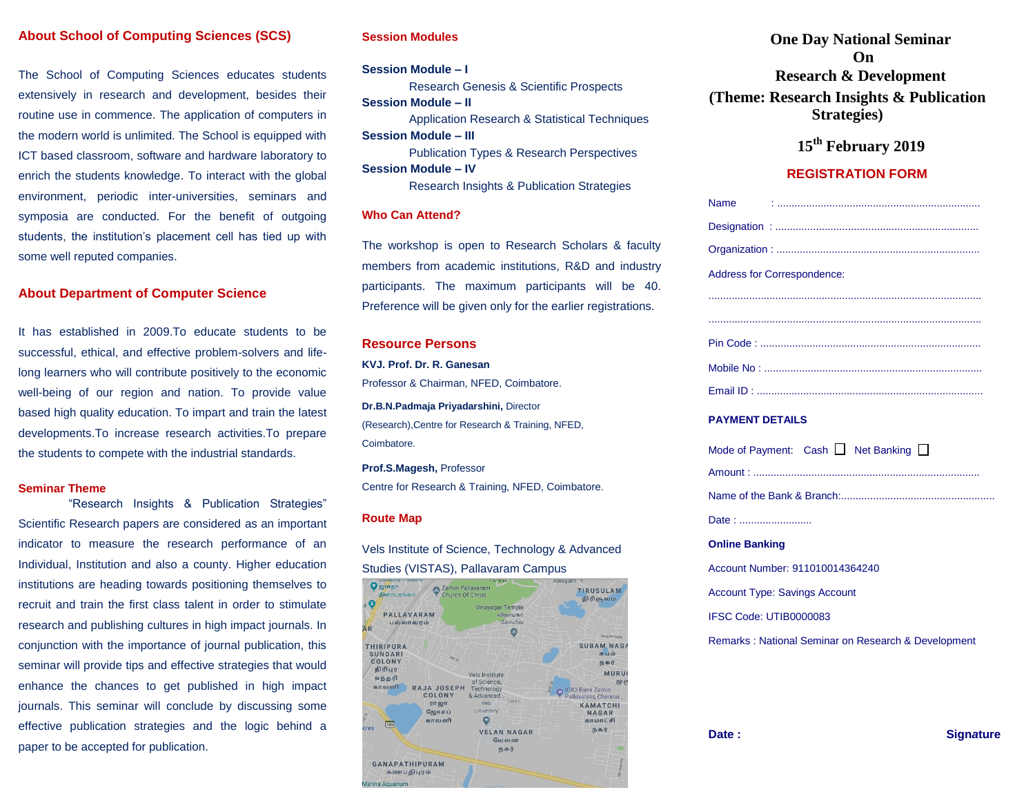## About School of Computing Sciences (SCS)

The School of Computing Sciences educates students extensively in research and development, besides their routine use in commence. The application of computers in the modern world is unlimited. The School is equipped with ICT based classroom, software and hardware laboratory to enrich the students knowledge. To interact with the global environment, periodic inter-universities, seminars and symposia are conducted. For the benefit of outgoing students, the institution's placement cell has tied up with some well reputed companies.

## About Department of Computer Science

It has established in 2009.To educate students to be successful, ethical, and effective problem-solvers and life-long learners who will contribute positively to the economic well-being of our region and nation. To provide value based high quality education. To impart and train the latest developments.To increase research activities.To prepare the students to compete with the industrial standards.

### Seminar Theme

"Research Insights & Publication Strategies" Scientific Research papers are considered as an important indicator to measure the research performance of an Individual, Institution and also a county. Higher education institutions are heading towards positioning themselves to recruit and train the first class talent in order to stimulate research and publishing cultures in high impact journals. In conjunction with the importance of journal publication, this seminar will provide tips and effective strategies that would enhance the chances to get published in high impact journals. This seminar will conclude by discussing some effective publication strategies and the logic behind a paper to be accepted for publication.

### Session Modules

**Session Module – I**
Research Genesis & Scientific Prospects

**Session Module – II**
Application Research & Statistical Techniques

**Session Module – III**
Publication Types & Research Perspectives

**Session Module – IV**
Research Insights & Publication Strategies

### Who Can Attend?

The workshop is open to Research Scholars & faculty members from academic institutions, R&D and industry participants. The maximum participants will be 40. Preference will be given only for the earlier registrations.

## Resource Persons

**KVJ. Prof. Dr. R. Ganesan**
Professor & Chairman, NFED, Coimbatore.

**Dr.B.N.Padmaja Priyadarshini,** Director (Research),Centre for Research & Training, NFED, Coimbatore.

**Prof.S.Magesh,** Professor
Centre for Research & Training, NFED, Coimbatore.

### Route Map

Vels Institute of Science, Technology & Advanced Studies (VISTAS), Pallavaram Campus

# One Day National Seminar On Research & Development (Theme: Research Insights & Publication Strategies)

## 15th February 2019

## REGISTRATION FORM

Name : ......................................................................

Designation : ......................................................................

Organization : ......................................................................

Address for Correspondence:

..............................................................................................

..............................................................................................

Pin Code : ............................................................................

Mobile No : ...........................................................................

Email ID : ..............................................................................

### PAYMENT DETAILS

Mode of Payment: Cash ☐ Net Banking ☐

Amount : ..............................................................................

Name of the Bank & Branch:.....................................................

Date : .........................

**Online Banking**

Account Number: 911010014364240

Account Type: Savings Account

IFSC Code: UTIB0000083

Remarks : National Seminar on Research & Development

**Date :** **Signature**